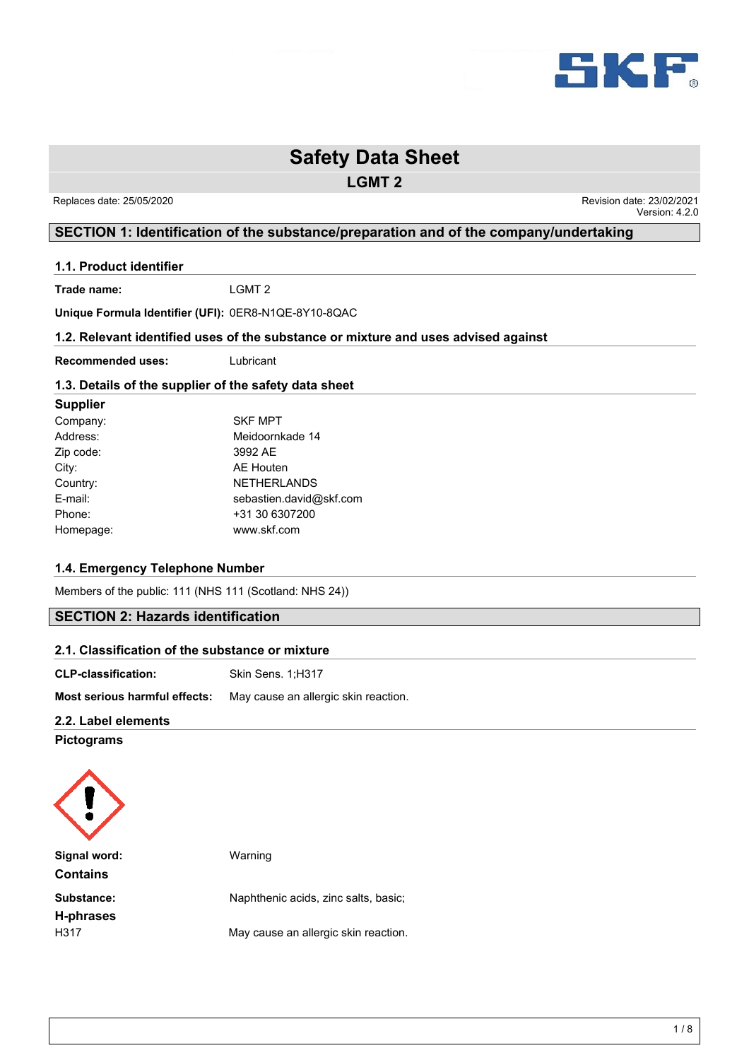# Safety Data Sheet

## LGMT 2

Replaces date: 25/05/2020

Revision date: 23/02/2021
Version: 4.2.0

## SECTION 1: Identification of the substance/preparation and of the company/undertaking

### 1.1. Product identifier

**Trade name:** LGMT 2

**Unique Formula Identifier (UFI):** 0ER8-N1QE-8Y10-8QAC

### 1.2. Relevant identified uses of the substance or mixture and uses advised against

**Recommended uses:** Lubricant

### 1.3. Details of the supplier of the safety data sheet

**Supplier**

| | |
|---|---|
| Company: | SKF MPT |
| Address: | Meidoornkade 14 |
| Zip code: | 3992 AE |
| City: | AE Houten |
| Country: | NETHERLANDS |
| E-mail: | sebastien.david@skf.com |
| Phone: | +31 30 6307200 |
| Homepage: | www.skf.com |

### 1.4. Emergency Telephone Number

Members of the public: 111 (NHS 111 (Scotland: NHS 24))

## SECTION 2: Hazards identification

### 2.1. Classification of the substance or mixture

**CLP-classification:** Skin Sens. 1;H317

**Most serious harmful effects:** May cause an allergic skin reaction.

### 2.2. Label elements

**Pictograms**

**Signal word:** Warning

**Contains**

**Substance:** Naphthenic acids, zinc salts, basic;

**H-phrases**

H317 May cause an allergic skin reaction.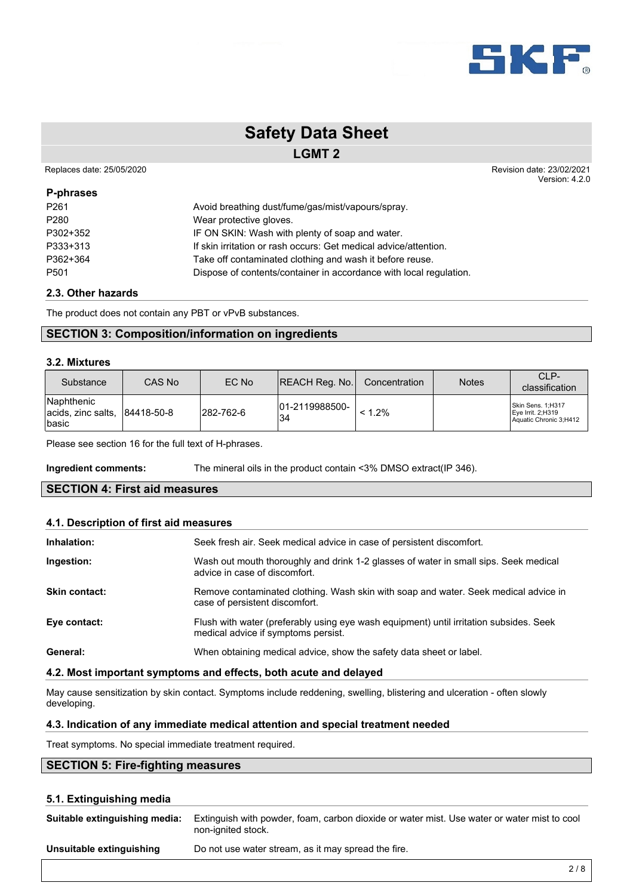**P-phrases**

| | |
|---|---|
| P261 | Avoid breathing dust/fume/gas/mist/vapours/spray. |
| P280 | Wear protective gloves. |
| P302+352 | IF ON SKIN: Wash with plenty of soap and water. |
| P333+313 | If skin irritation or rash occurs: Get medical advice/attention. |
| P362+364 | Take off contaminated clothing and wash it before reuse. |
| P501 | Dispose of contents/container in accordance with local regulation. |

### 2.3. Other hazards

The product does not contain any PBT or vPvB substances.

## SECTION 3: Composition/information on ingredients

### 3.2. Mixtures

| Substance | CAS No | EC No | REACH Reg. No. | Concentration | Notes | CLP-classification |
|---|---|---|---|---|---|---|
| Naphthenic acids, zinc salts, basic | 84418-50-8 | 282-762-6 | 01-2119988500-34 | < 1.2% | | Skin Sens. 1;H317<br>Eye Irrit. 2;H319<br>Aquatic Chronic 3;H412 |

Please see section 16 for the full text of H-phrases.

**Ingredient comments:** The mineral oils in the product contain <3% DMSO extract(IP 346).

## SECTION 4: First aid measures

### 4.1. Description of first aid measures

**Inhalation:** Seek fresh air. Seek medical advice in case of persistent discomfort.

**Ingestion:** Wash out mouth thoroughly and drink 1-2 glasses of water in small sips. Seek medical advice in case of discomfort.

**Skin contact:** Remove contaminated clothing. Wash skin with soap and water. Seek medical advice in case of persistent discomfort.

**Eye contact:** Flush with water (preferably using eye wash equipment) until irritation subsides. Seek medical advice if symptoms persist.

**General:** When obtaining medical advice, show the safety data sheet or label.

### 4.2. Most important symptoms and effects, both acute and delayed

May cause sensitization by skin contact. Symptoms include reddening, swelling, blistering and ulceration - often slowly developing.

### 4.3. Indication of any immediate medical attention and special treatment needed

Treat symptoms. No special immediate treatment required.

## SECTION 5: Fire-fighting measures

### 5.1. Extinguishing media

**Suitable extinguishing media:** Extinguish with powder, foam, carbon dioxide or water mist. Use water or water mist to cool non-ignited stock.

**Unsuitable extinguishing** Do not use water stream, as it may spread the fire.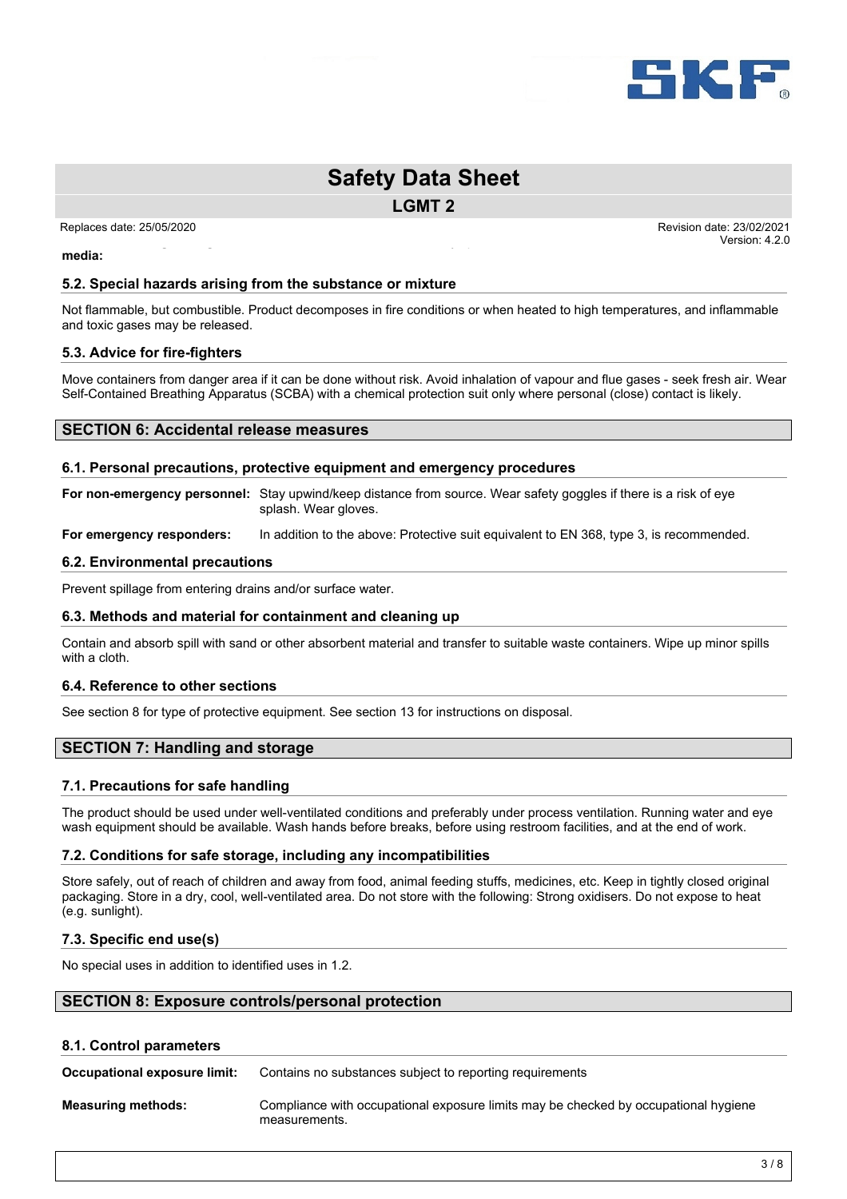**media:**

### 5.2. Special hazards arising from the substance or mixture

Not flammable, but combustible. Product decomposes in fire conditions or when heated to high temperatures, and inflammable and toxic gases may be released.

### 5.3. Advice for fire-fighters

Move containers from danger area if it can be done without risk. Avoid inhalation of vapour and flue gases - seek fresh air. Wear Self-Contained Breathing Apparatus (SCBA) with a chemical protection suit only where personal (close) contact is likely.

## SECTION 6: Accidental release measures

### 6.1. Personal precautions, protective equipment and emergency procedures

**For non-emergency personnel:** Stay upwind/keep distance from source. Wear safety goggles if there is a risk of eye splash. Wear gloves.

**For emergency responders:** In addition to the above: Protective suit equivalent to EN 368, type 3, is recommended.

### 6.2. Environmental precautions

Prevent spillage from entering drains and/or surface water.

### 6.3. Methods and material for containment and cleaning up

Contain and absorb spill with sand or other absorbent material and transfer to suitable waste containers. Wipe up minor spills with a cloth.

### 6.4. Reference to other sections

See section 8 for type of protective equipment. See section 13 for instructions on disposal.

## SECTION 7: Handling and storage

### 7.1. Precautions for safe handling

The product should be used under well-ventilated conditions and preferably under process ventilation. Running water and eye wash equipment should be available. Wash hands before breaks, before using restroom facilities, and at the end of work.

### 7.2. Conditions for safe storage, including any incompatibilities

Store safely, out of reach of children and away from food, animal feeding stuffs, medicines, etc. Keep in tightly closed original packaging. Store in a dry, cool, well-ventilated area. Do not store with the following: Strong oxidisers. Do not expose to heat (e.g. sunlight).

### 7.3. Specific end use(s)

No special uses in addition to identified uses in 1.2.

## SECTION 8: Exposure controls/personal protection

### 8.1. Control parameters

**Occupational exposure limit:** Contains no substances subject to reporting requirements

**Measuring methods:** Compliance with occupational exposure limits may be checked by occupational hygiene measurements.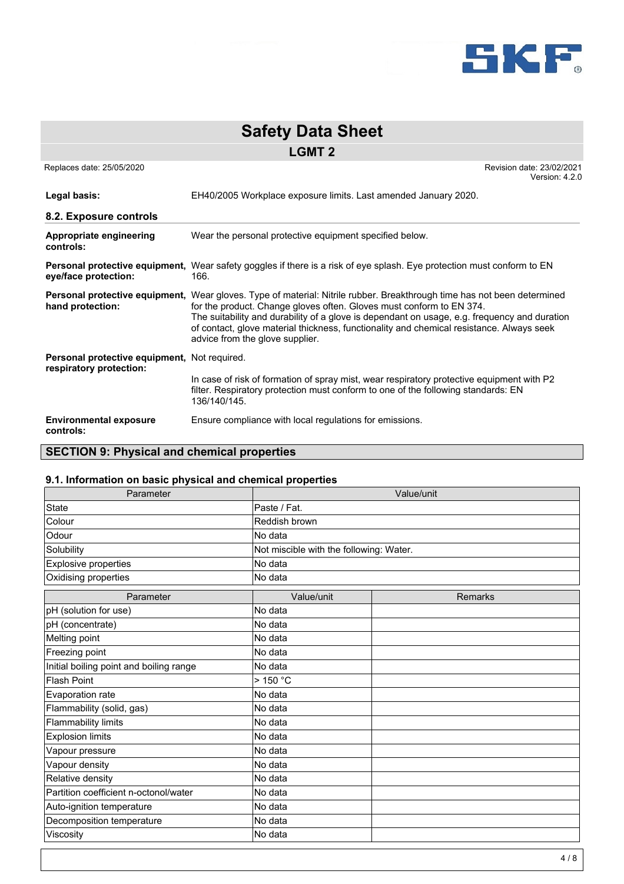**Legal basis:** EH40/2005 Workplace exposure limits. Last amended January 2020.

### 8.2. Exposure controls

**Appropriate engineering controls:** Wear the personal protective equipment specified below.

**Personal protective equipment, eye/face protection:** Wear safety goggles if there is a risk of eye splash. Eye protection must conform to EN 166.

**Personal protective equipment, hand protection:** Wear gloves. Type of material: Nitrile rubber. Breakthrough time has not been determined for the product. Change gloves often. Gloves must conform to EN 374.
The suitability and durability of a glove is dependant on usage, e.g. frequency and duration of contact, glove material thickness, functionality and chemical resistance. Always seek advice from the glove supplier.

**Personal protective equipment, respiratory protection:** Not required.

In case of risk of formation of spray mist, wear respiratory protective equipment with P2 filter. Respiratory protection must conform to one of the following standards: EN 136/140/145.

**Environmental exposure controls:** Ensure compliance with local regulations for emissions.

## SECTION 9: Physical and chemical properties

### 9.1. Information on basic physical and chemical properties

| Parameter | Value/unit |
|---|---|
| State | Paste / Fat. |
| Colour | Reddish brown |
| Odour | No data |
| Solubility | Not miscible with the following: Water. |
| Explosive properties | No data |
| Oxidising properties | No data |

| Parameter | Value/unit | Remarks |
|---|---|---|
| pH (solution for use) | No data | |
| pH (concentrate) | No data | |
| Melting point | No data | |
| Freezing point | No data | |
| Initial boiling point and boiling range | No data | |
| Flash Point | > 150 °C | |
| Evaporation rate | No data | |
| Flammability (solid, gas) | No data | |
| Flammability limits | No data | |
| Explosion limits | No data | |
| Vapour pressure | No data | |
| Vapour density | No data | |
| Relative density | No data | |
| Partition coefficient n-octonol/water | No data | |
| Auto-ignition temperature | No data | |
| Decomposition temperature | No data | |
| Viscosity | No data | |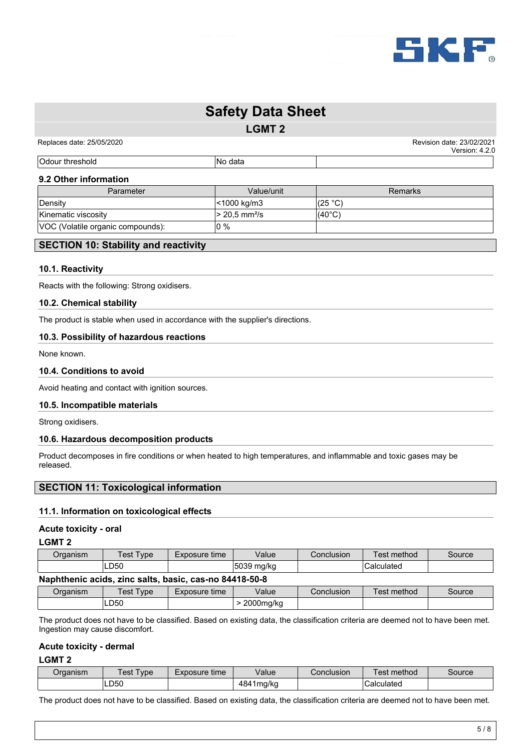| Odour threshold | No data | |
|---|---|---|

### 9.2 Other information

| Parameter | Value/unit | Remarks |
|---|---|---|
| Density | <1000 kg/m3 | (25 °C) |
| Kinematic viscosity | > 20,5 mm²/s | (40°C) |
| VOC (Volatile organic compounds): | 0 % | |

## SECTION 10: Stability and reactivity

### 10.1. Reactivity

Reacts with the following: Strong oxidisers.

### 10.2. Chemical stability

The product is stable when used in accordance with the supplier's directions.

### 10.3. Possibility of hazardous reactions

None known.

### 10.4. Conditions to avoid

Avoid heating and contact with ignition sources.

### 10.5. Incompatible materials

Strong oxidisers.

### 10.6. Hazardous decomposition products

Product decomposes in fire conditions or when heated to high temperatures, and inflammable and toxic gases may be released.

## SECTION 11: Toxicological information

### 11.1. Information on toxicological effects

**Acute toxicity - oral**

**LGMT 2**

| Organism | Test Type | Exposure time | Value | Conclusion | Test method | Source |
|---|---|---|---|---|---|---|
| | LD50 | | 5039 mg/kg | | Calculated | |

**Naphthenic acids, zinc salts, basic, cas-no 84418-50-8**

| Organism | Test Type | Exposure time | Value | Conclusion | Test method | Source |
|---|---|---|---|---|---|---|
| | LD50 | | > 2000mg/kg | | | |

The product does not have to be classified. Based on existing data, the classification criteria are deemed not to have been met. Ingestion may cause discomfort.

**Acute toxicity - dermal**

**LGMT 2**

| Organism | Test Type | Exposure time | Value | Conclusion | Test method | Source |
|---|---|---|---|---|---|---|
| | LD50 | | 4841mg/kg | | Calculated | |

The product does not have to be classified. Based on existing data, the classification criteria are deemed not to have been met.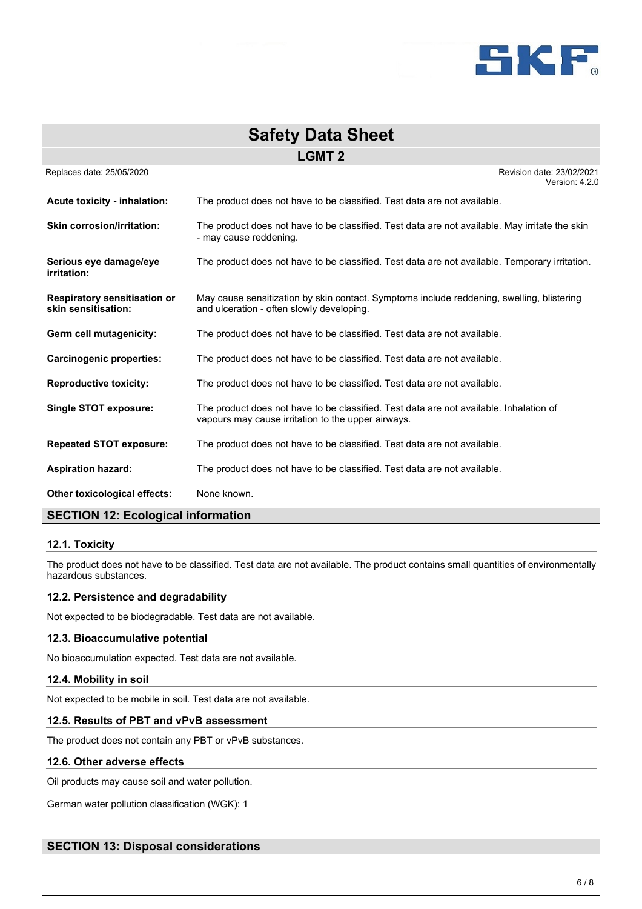| | |
|---|---|
| **Acute toxicity - inhalation:** | The product does not have to be classified. Test data are not available. |
| **Skin corrosion/irritation:** | The product does not have to be classified. Test data are not available. May irritate the skin - may cause reddening. |
| **Serious eye damage/eye irritation:** | The product does not have to be classified. Test data are not available. Temporary irritation. |
| **Respiratory sensitisation or skin sensitisation:** | May cause sensitization by skin contact. Symptoms include reddening, swelling, blistering and ulceration - often slowly developing. |
| **Germ cell mutagenicity:** | The product does not have to be classified. Test data are not available. |
| **Carcinogenic properties:** | The product does not have to be classified. Test data are not available. |
| **Reproductive toxicity:** | The product does not have to be classified. Test data are not available. |
| **Single STOT exposure:** | The product does not have to be classified. Test data are not available. Inhalation of vapours may cause irritation to the upper airways. |
| **Repeated STOT exposure:** | The product does not have to be classified. Test data are not available. |
| **Aspiration hazard:** | The product does not have to be classified. Test data are not available. |
| **Other toxicological effects:** | None known. |

## SECTION 12: Ecological information

### 12.1. Toxicity

The product does not have to be classified. Test data are not available. The product contains small quantities of environmentally hazardous substances.

### 12.2. Persistence and degradability

Not expected to be biodegradable. Test data are not available.

### 12.3. Bioaccumulative potential

No bioaccumulation expected. Test data are not available.

### 12.4. Mobility in soil

Not expected to be mobile in soil. Test data are not available.

### 12.5. Results of PBT and vPvB assessment

The product does not contain any PBT or vPvB substances.

### 12.6. Other adverse effects

Oil products may cause soil and water pollution.

German water pollution classification (WGK): 1

## SECTION 13: Disposal considerations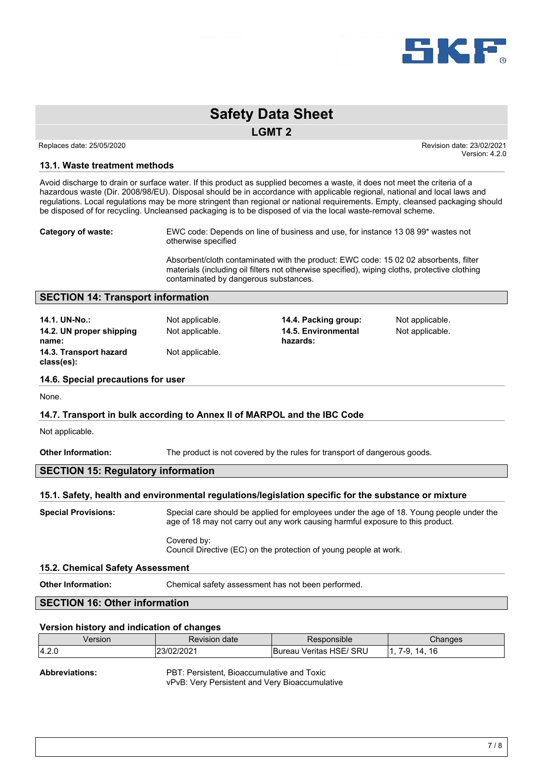### 13.1. Waste treatment methods

Avoid discharge to drain or surface water. If this product as supplied becomes a waste, it does not meet the criteria of a hazardous waste (Dir. 2008/98/EU). Disposal should be in accordance with applicable regional, national and local laws and regulations. Local regulations may be more stringent than regional or national requirements. Empty, cleansed packaging should be disposed of for recycling. Uncleansed packaging is to be disposed of via the local waste-removal scheme.

**Category of waste:** EWC code: Depends on line of business and use, for instance 13 08 99* wastes not otherwise specified

Absorbent/cloth contaminated with the product: EWC code: 15 02 02 absorbents, filter materials (including oil filters not otherwise specified), wiping cloths, protective clothing contaminated by dangerous substances.

## SECTION 14: Transport information

**14.1. UN-No.:** Not applicable.

**14.2. UN proper shipping name:** Not applicable.

**14.3. Transport hazard class(es):** Not applicable.

**14.4. Packing group:** Not applicable.

**14.5. Environmental hazards:** Not applicable.

### 14.6. Special precautions for user

None.

### 14.7. Transport in bulk according to Annex II of MARPOL and the IBC Code

Not applicable.

**Other Information:** The product is not covered by the rules for transport of dangerous goods.

## SECTION 15: Regulatory information

### 15.1. Safety, health and environmental regulations/legislation specific for the substance or mixture

**Special Provisions:** Special care should be applied for employees under the age of 18. Young people under the age of 18 may not carry out any work causing harmful exposure to this product.

Covered by:
Council Directive (EC) on the protection of young people at work.

### 15.2. Chemical Safety Assessment

**Other Information:** Chemical safety assessment has not been performed.

## SECTION 16: Other information

### Version history and indication of changes

| Version | Revision date | Responsible | Changes |
|---|---|---|---|
| 4.2.0 | 23/02/2021 | Bureau Veritas HSE/ SRU | 1, 7-9, 14, 16 |

**Abbreviations:** PBT: Persistent, Bioaccumulative and Toxic
vPvB: Very Persistent and Very Bioaccumulative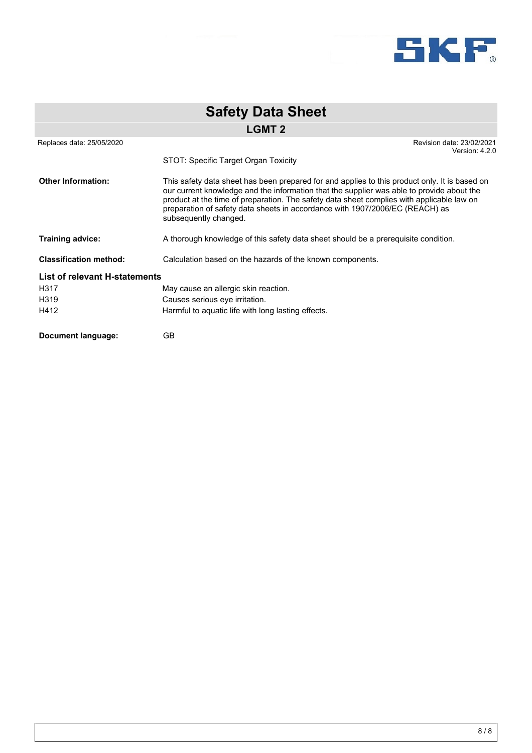STOT: Specific Target Organ Toxicity

**Other Information:** This safety data sheet has been prepared for and applies to this product only. It is based on our current knowledge and the information that the supplier was able to provide about the product at the time of preparation. The safety data sheet complies with applicable law on preparation of safety data sheets in accordance with 1907/2006/EC (REACH) as subsequently changed.

**Training advice:** A thorough knowledge of this safety data sheet should be a prerequisite condition.

**Classification method:** Calculation based on the hazards of the known components.

**List of relevant H-statements**

| | |
|---|---|
| H317 | May cause an allergic skin reaction. |
| H319 | Causes serious eye irritation. |
| H412 | Harmful to aquatic life with long lasting effects. |

**Document language:** GB